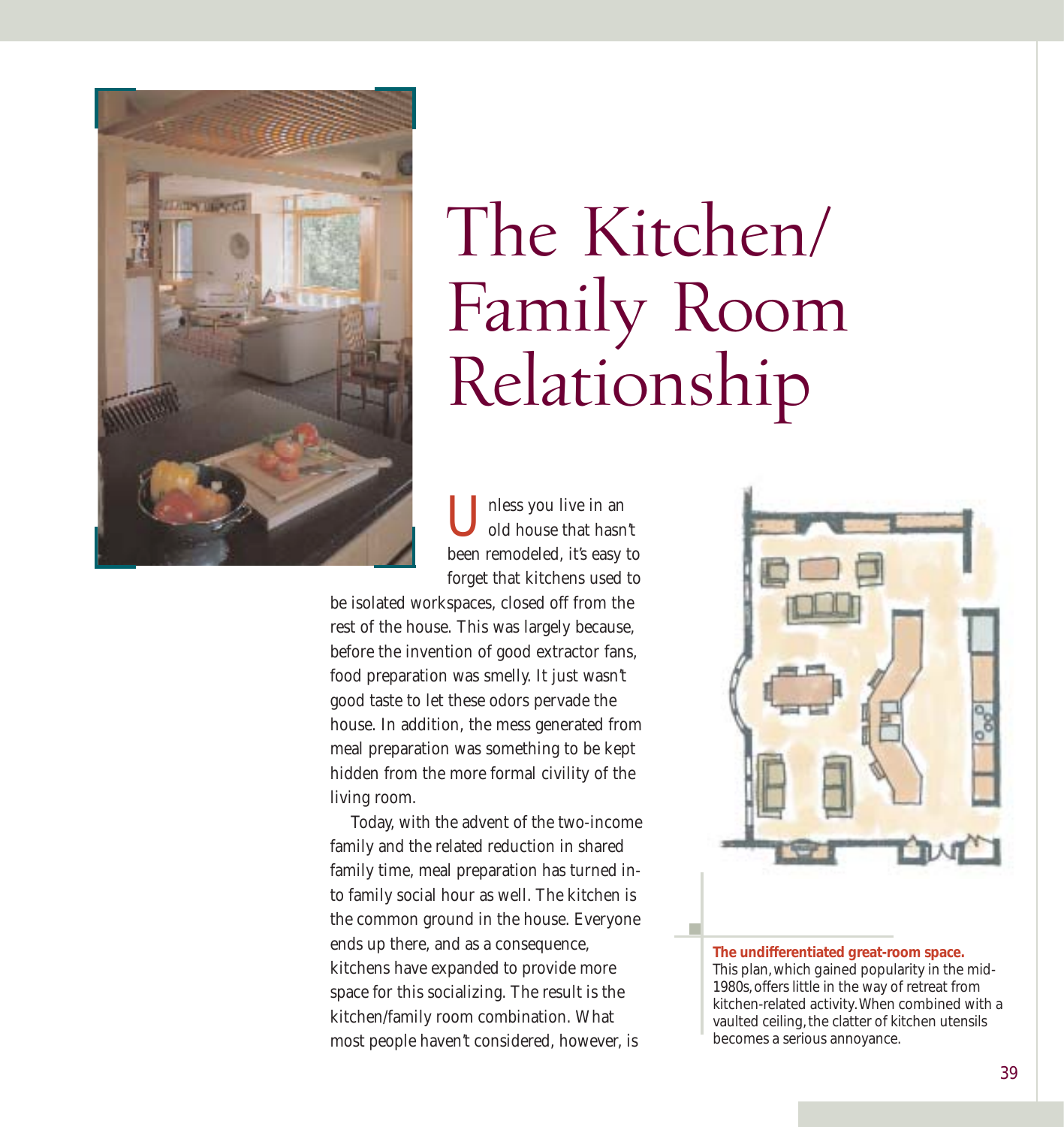# The Kitchen/ Family Room Relationship

Unless you live in an old house that hasn't been remodeled, it's easy to forget that kitchens used to be isolated workspaces, closed off from the rest of the house. This was largely because, before the invention of good extractor fans, food preparation was smelly. It just wasn't good taste to let these odors pervade the house. In addition, the mess generated from meal preparation was something to be kept hidden from the more formal civility of the living room.

Today, with the advent of the two-income family and the related reduction in shared family time, meal preparation has turned into family social hour as well. The kitchen is the common ground in the house. Everyone ends up there, and as a consequence, kitchens have expanded to provide more space for this socializing. The result is the kitchen/family room combination. What most people haven't considered, however, is

**The undifferentiated great-room space.** This plan, which gained popularity in the mid-1980s, offers little in the way of retreat from kitchen-related activity. When combined with a vaulted ceiling, the clatter of kitchen utensils becomes a serious annoyance.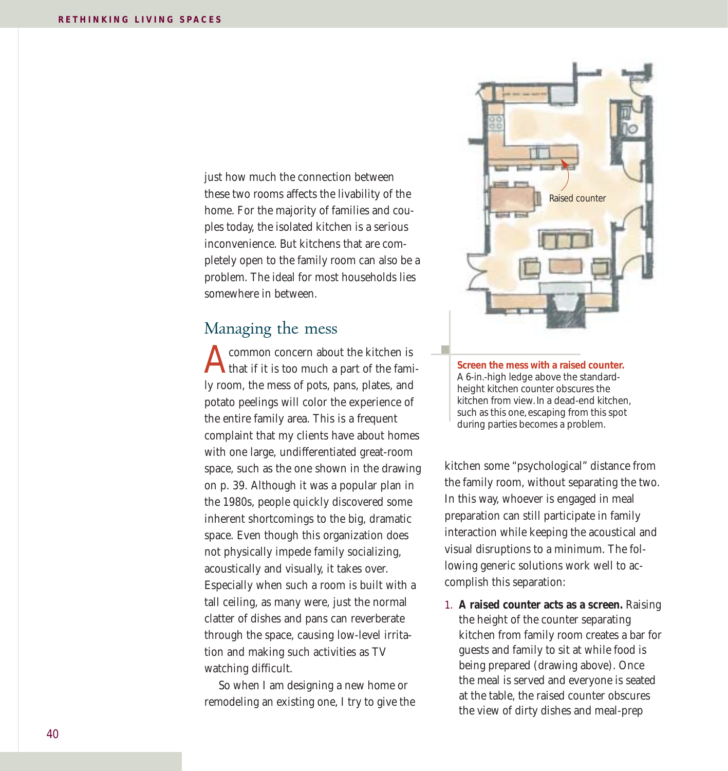just how much the connection between these two rooms affects the livability of the home. For the majority of families and couples today, the isolated kitchen is a serious inconvenience. But kitchens that are completely open to the family room can also be a problem. The ideal for most households lies somewhere in between.

## Managing the mess

A common concern about the kitchen is that if it is too much a part of the family room, the mess of pots, pans, plates, and potato peelings will color the experience of the entire family area. This is a frequent complaint that my clients have about homes with one large, undifferentiated great-room space, such as the one shown in the drawing on p. 39. Although it was a popular plan in the 1980s, people quickly discovered some inherent shortcomings to the big, dramatic space. Even though this organization does not physically impede family socializing, acoustically and visually, it takes over. Especially when such a room is built with a tall ceiling, as many were, just the normal clatter of dishes and pans can reverberate through the space, causing low-level irritation and making such activities as TV watching difficult.

So when I am designing a new home or remodeling an existing one, I try to give the kitchen some "psychological" distance from the family room, without separating the two. In this way, whoever is engaged in meal preparation can still participate in family interaction while keeping the acoustical and visual disruptions to a minimum. The following generic solutions work well to accomplish this separation:

Raised counter

**Screen the mess with a raised counter.** A 6-in.-high ledge above the standard-height kitchen counter obscures the kitchen from view. In a dead-end kitchen, such as this one, escaping from this spot during parties becomes a problem.

1. **A raised counter acts as a screen.** Raising the height of the counter separating kitchen from family room creates a bar for guests and family to sit at while food is being prepared (drawing above). Once the meal is served and everyone is seated at the table, the raised counter obscures the view of dirty dishes and meal-prep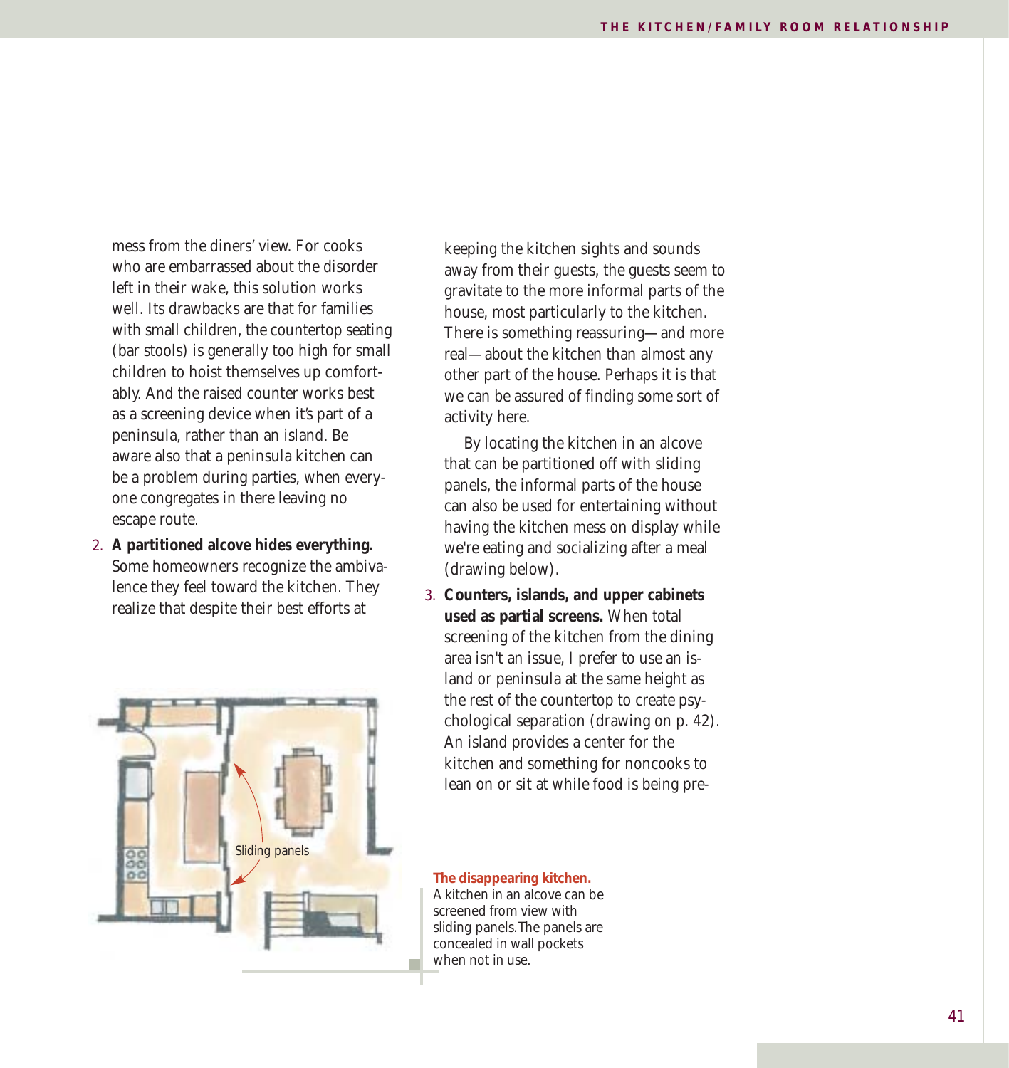mess from the diners' view. For cooks who are embarrassed about the disorder left in their wake, this solution works well. Its drawbacks are that for families with small children, the countertop seating (bar stools) is generally too high for small children to hoist themselves up comfortably. And the raised counter works best as a screening device when it's part of a peninsula, rather than an island. Be aware also that a peninsula kitchen can be a problem during parties, when everyone congregates in there leaving no escape route.

2. **A partitioned alcove hides everything.** Some homeowners recognize the ambivalence they feel toward the kitchen. They realize that despite their best efforts at keeping the kitchen sights and sounds away from their guests, the guests seem to gravitate to the more informal parts of the house, most particularly to the kitchen. There is something reassuring—and more real—about the kitchen than almost any other part of the house. Perhaps it is that we can be assured of finding some sort of activity here.

   By locating the kitchen in an alcove that can be partitioned off with sliding panels, the informal parts of the house can also be used for entertaining without having the kitchen mess on display while we're eating and socializing after a meal (drawing below).

3. **Counters, islands, and upper cabinets used as partial screens.** When total screening of the kitchen from the dining area isn't an issue, I prefer to use an island or peninsula at the same height as the rest of the countertop to create psychological separation (drawing on p. 42). An island provides a center for the kitchen and something for noncooks to lean on or sit at while food is being pre-

Sliding panels

**The disappearing kitchen.** A kitchen in an alcove can be screened from view with sliding panels. The panels are concealed in wall pockets when not in use.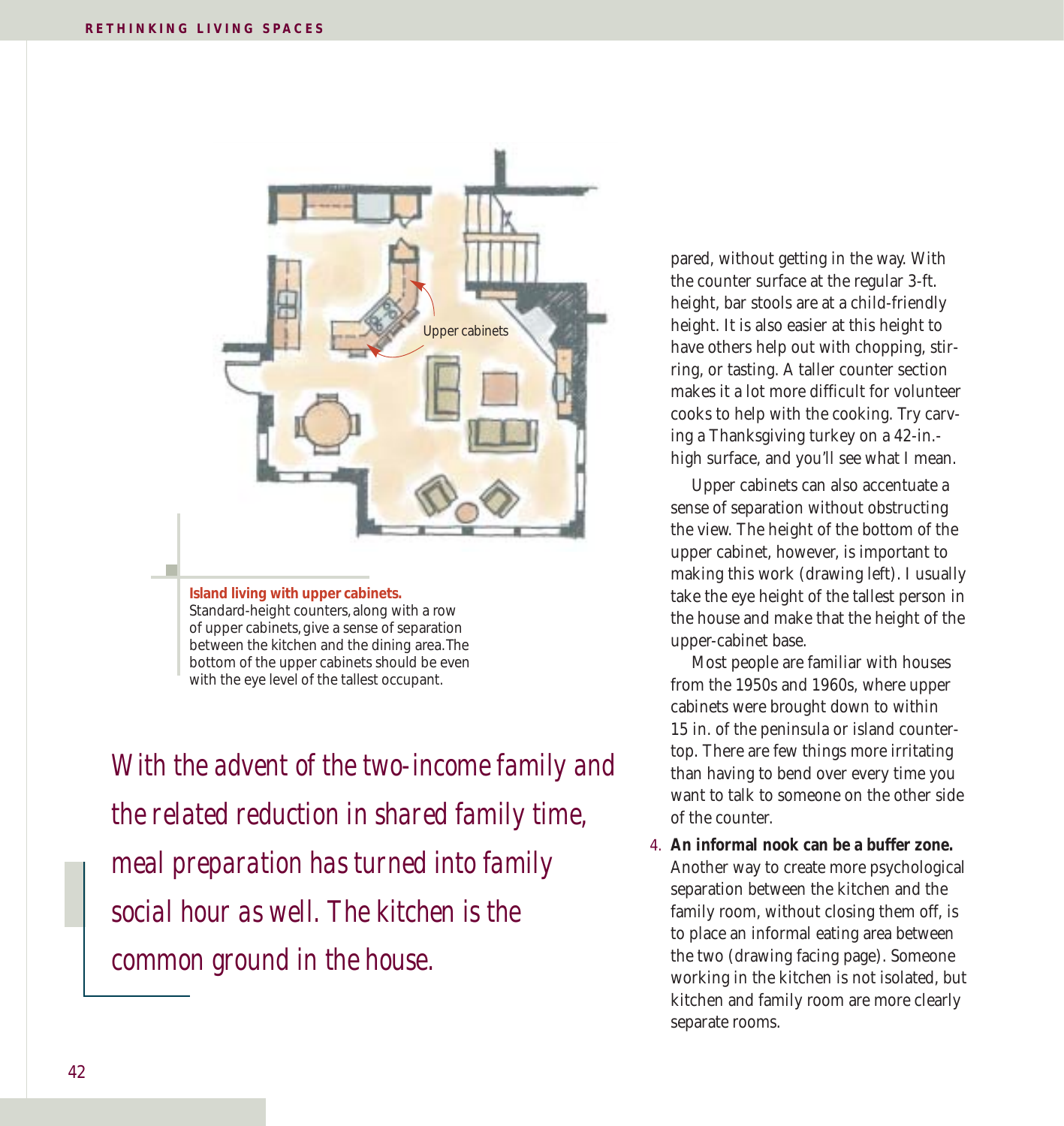Upper cabinets

**Island living with upper cabinets.** Standard-height counters, along with a row of upper cabinets, give a sense of separation between the kitchen and the dining area. The bottom of the upper cabinets should be even with the eye level of the tallest occupant.

*With the advent of the two-income family and the related reduction in shared family time, meal preparation has turned into family social hour as well. The kitchen is the common ground in the house.*

pared, without getting in the way. With the counter surface at the regular 3-ft. height, bar stools are at a child-friendly height. It is also easier at this height to have others help out with chopping, stirring, or tasting. A taller counter section makes it a lot more difficult for volunteer cooks to help with the cooking. Try carving a Thanksgiving turkey on a 42-in.-high surface, and you'll see what I mean.

Upper cabinets can also accentuate a sense of separation without obstructing the view. The height of the bottom of the upper cabinet, however, is important to making this work (drawing left). I usually take the eye height of the tallest person in the house and make that the height of the upper-cabinet base.

Most people are familiar with houses from the 1950s and 1960s, where upper cabinets were brought down to within 15 in. of the peninsula or island countertop. There are few things more irritating than having to bend over every time you want to talk to someone on the other side of the counter.

4. **An informal nook can be a buffer zone.** Another way to create more psychological separation between the kitchen and the family room, without closing them off, is to place an informal eating area between the two (drawing facing page). Someone working in the kitchen is not isolated, but kitchen and family room are more clearly separate rooms.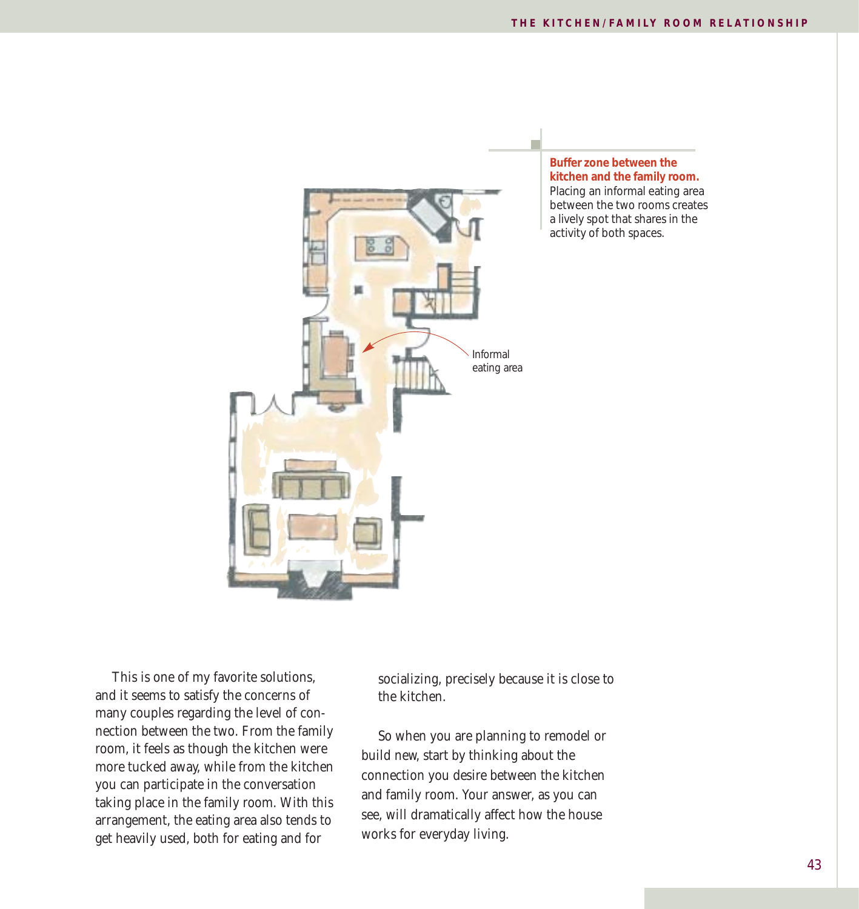**Buffer zone between the kitchen and the family room.** Placing an informal eating area between the two rooms creates a lively spot that shares in the activity of both spaces.

Informal eating area

This is one of my favorite solutions, and it seems to satisfy the concerns of many couples regarding the level of connection between the two. From the family room, it feels as though the kitchen were more tucked away, while from the kitchen you can participate in the conversation taking place in the family room. With this arrangement, the eating area also tends to get heavily used, both for eating and for socializing, precisely because it is close to the kitchen.

So when you are planning to remodel or build new, start by thinking about the connection you desire between the kitchen and family room. Your answer, as you can see, will dramatically affect how the house works for everyday living.